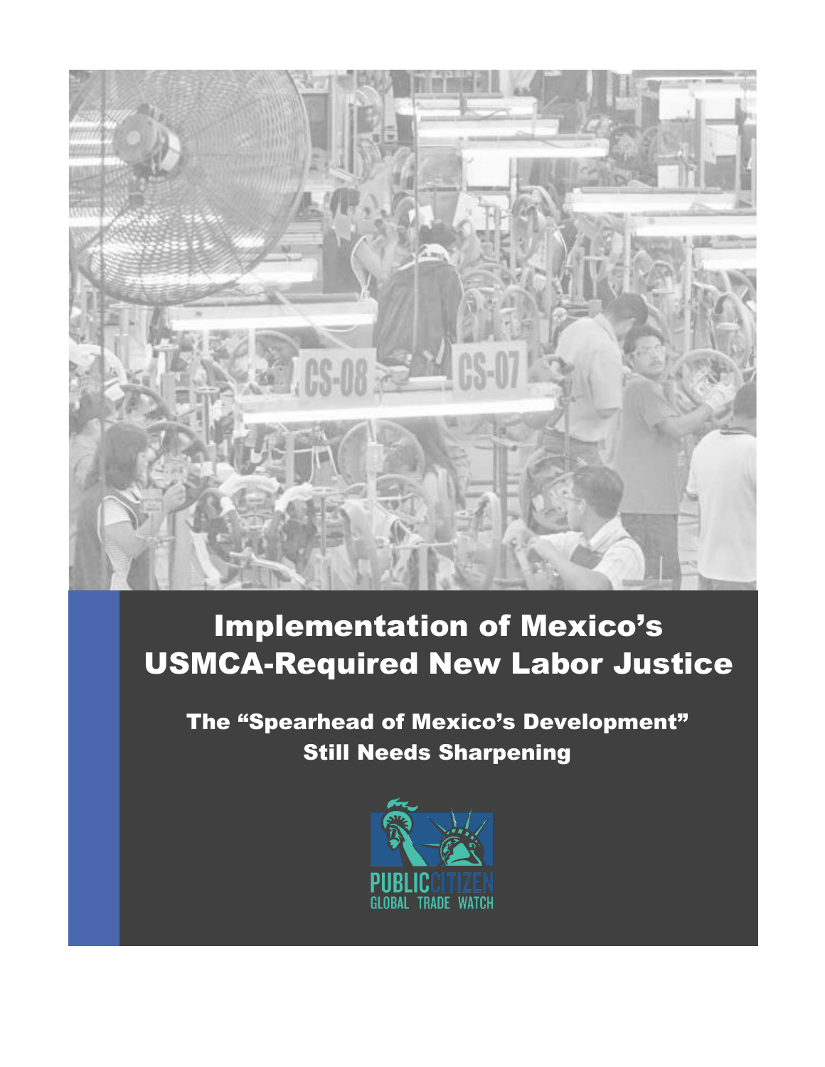# Implementation of Mexico's USMCA-Required New Labor Justice

## The "Spearhead of Mexico's Development" Still Needs Sharpening

PUBLIC CITIZEN
GLOBAL TRADE WATCH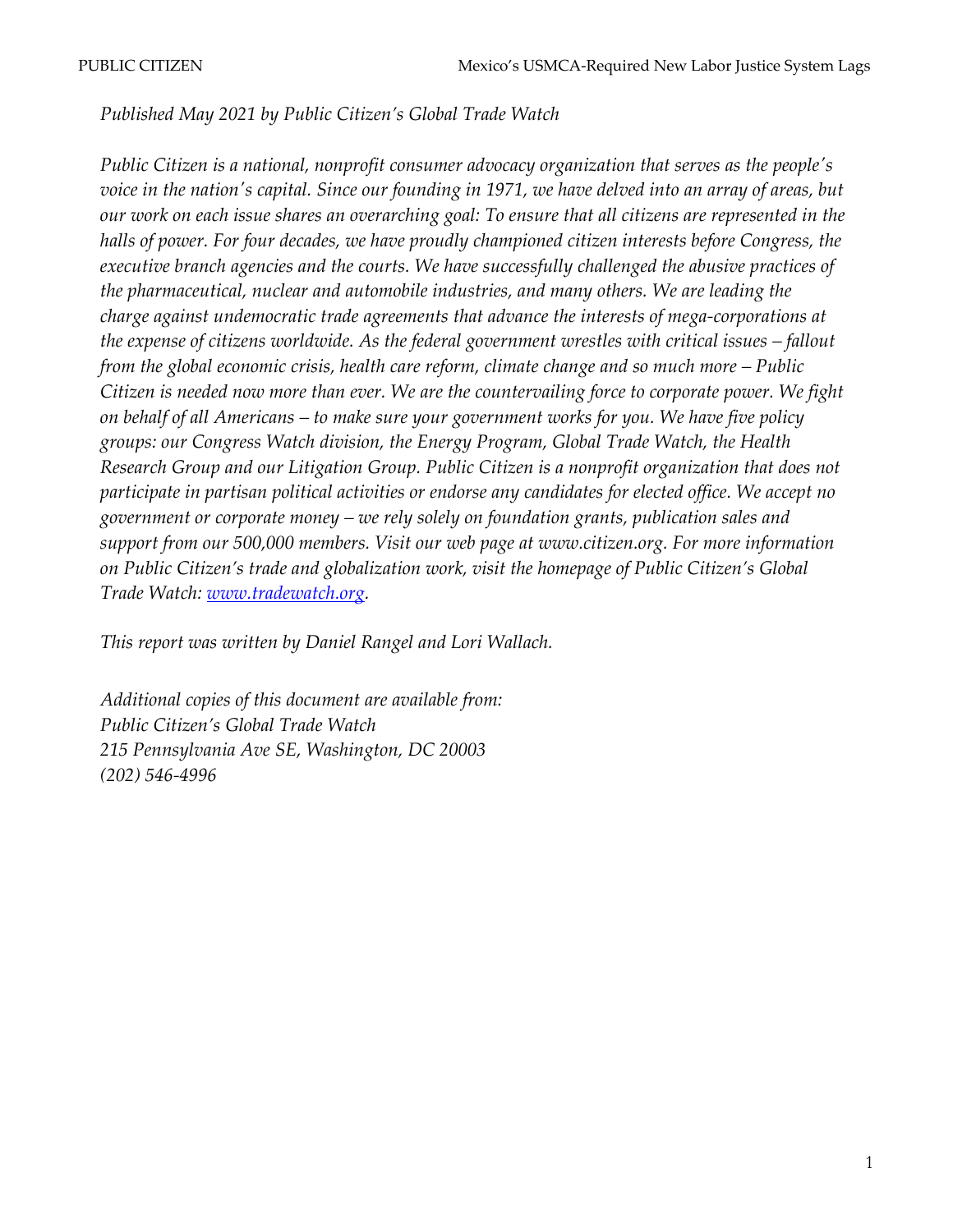*Published May 2021 by Public Citizen's Global Trade Watch*

*Public Citizen is a national, nonprofit consumer advocacy organization that serves as the people's voice in the nation's capital. Since our founding in 1971, we have delved into an array of areas, but our work on each issue shares an overarching goal: To ensure that all citizens are represented in the halls of power. For four decades, we have proudly championed citizen interests before Congress, the executive branch agencies and the courts. We have successfully challenged the abusive practices of the pharmaceutical, nuclear and automobile industries, and many others. We are leading the charge against undemocratic trade agreements that advance the interests of mega-corporations at the expense of citizens worldwide. As the federal government wrestles with critical issues – fallout from the global economic crisis, health care reform, climate change and so much more – Public Citizen is needed now more than ever. We are the countervailing force to corporate power. We fight on behalf of all Americans – to make sure your government works for you. We have five policy groups: our Congress Watch division, the Energy Program, Global Trade Watch, the Health Research Group and our Litigation Group. Public Citizen is a nonprofit organization that does not participate in partisan political activities or endorse any candidates for elected office. We accept no government or corporate money – we rely solely on foundation grants, publication sales and support from our 500,000 members. Visit our web page at www.citizen.org. For more information on Public Citizen's trade and globalization work, visit the homepage of Public Citizen's Global Trade Watch: [www.tradewatch.org](http://www.tradewatch.org).*

*This report was written by Daniel Rangel and Lori Wallach.*

*Additional copies of this document are available from:*
*Public Citizen's Global Trade Watch*
*215 Pennsylvania Ave SE, Washington, DC 20003*
*(202) 546-4996*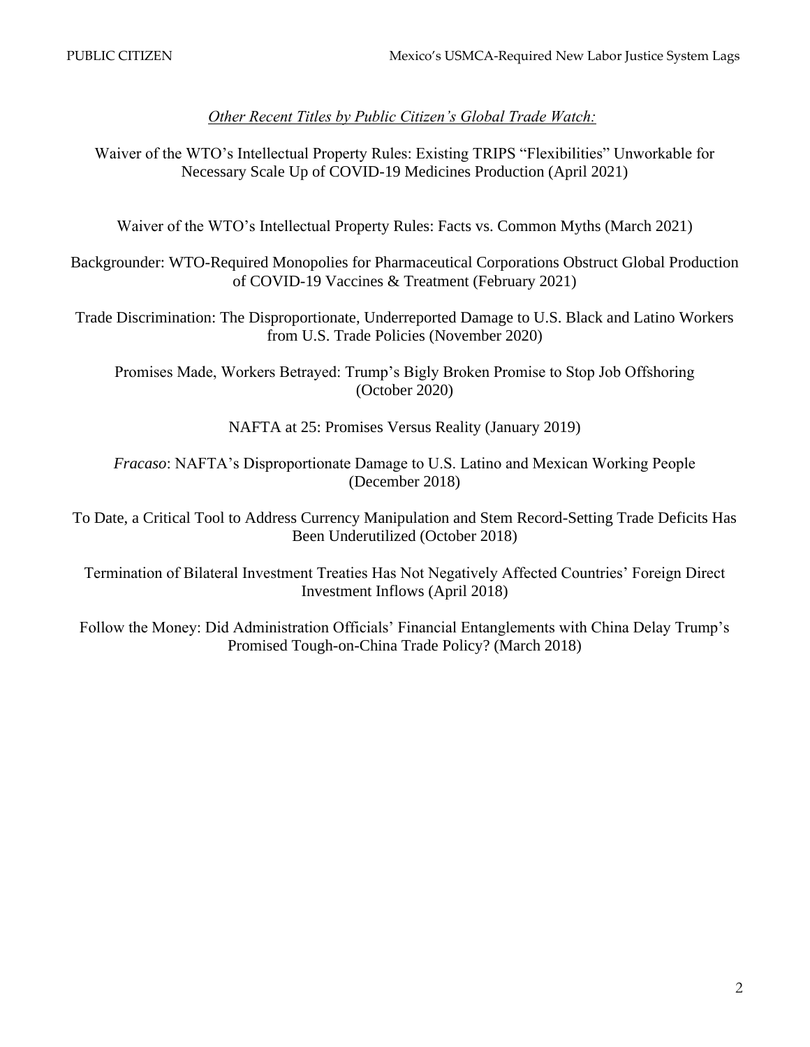*Other Recent Titles by Public Citizen's Global Trade Watch:*

Waiver of the WTO's Intellectual Property Rules: Existing TRIPS "Flexibilities" Unworkable for Necessary Scale Up of COVID-19 Medicines Production (April 2021)

Waiver of the WTO's Intellectual Property Rules: Facts vs. Common Myths (March 2021)

Backgrounder: WTO-Required Monopolies for Pharmaceutical Corporations Obstruct Global Production of COVID-19 Vaccines & Treatment (February 2021)

Trade Discrimination: The Disproportionate, Underreported Damage to U.S. Black and Latino Workers from U.S. Trade Policies (November 2020)

Promises Made, Workers Betrayed: Trump's Bigly Broken Promise to Stop Job Offshoring (October 2020)

NAFTA at 25: Promises Versus Reality (January 2019)

*Fracaso*: NAFTA's Disproportionate Damage to U.S. Latino and Mexican Working People (December 2018)

To Date, a Critical Tool to Address Currency Manipulation and Stem Record-Setting Trade Deficits Has Been Underutilized (October 2018)

Termination of Bilateral Investment Treaties Has Not Negatively Affected Countries' Foreign Direct Investment Inflows (April 2018)

Follow the Money: Did Administration Officials' Financial Entanglements with China Delay Trump's Promised Tough-on-China Trade Policy? (March 2018)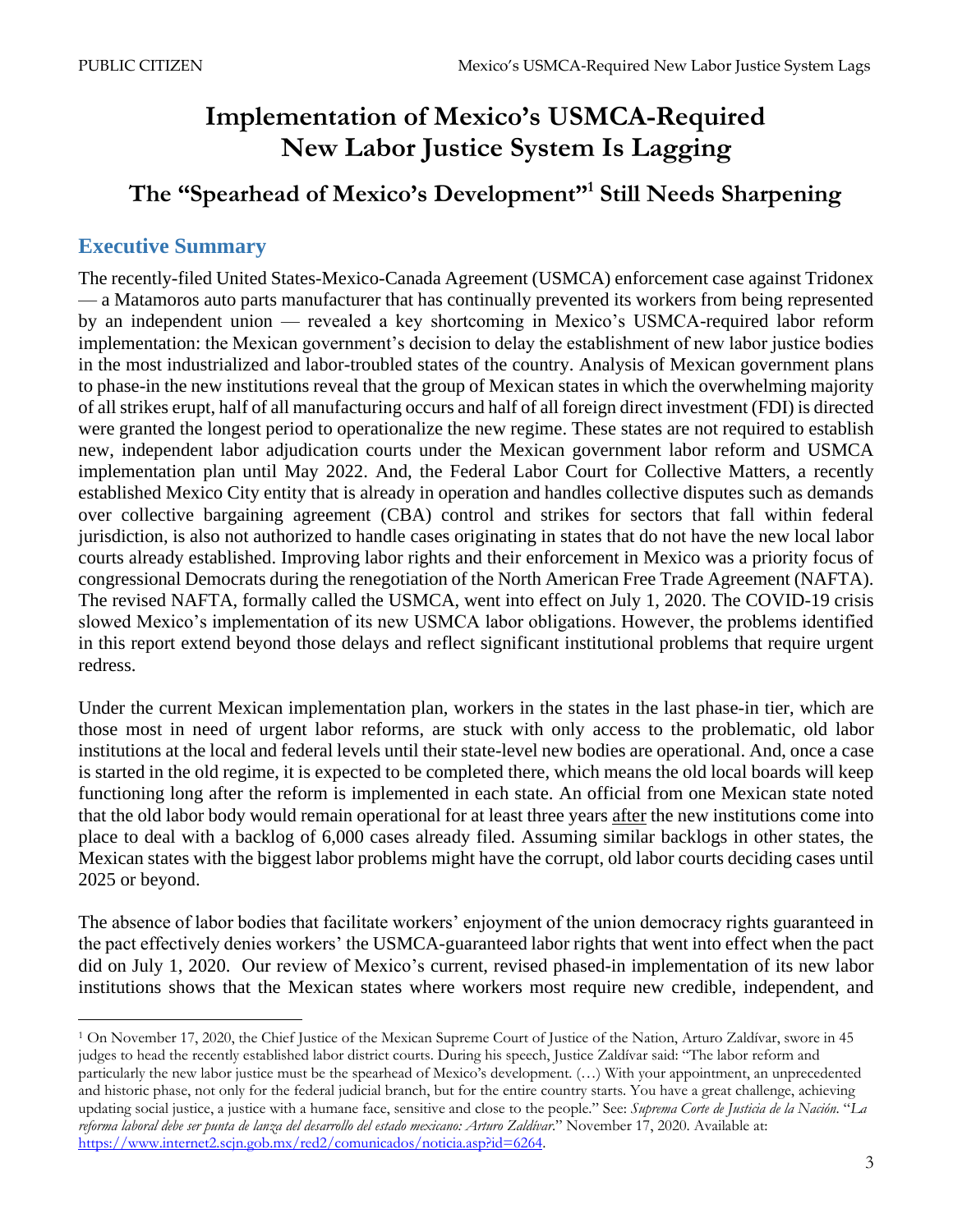# Implementation of Mexico's USMCA-Required New Labor Justice System Is Lagging

## The "Spearhead of Mexico's Development"[1] Still Needs Sharpening

### Executive Summary

The recently-filed United States-Mexico-Canada Agreement (USMCA) enforcement case against Tridonex — a Matamoros auto parts manufacturer that has continually prevented its workers from being represented by an independent union — revealed a key shortcoming in Mexico's USMCA-required labor reform implementation: the Mexican government's decision to delay the establishment of new labor justice bodies in the most industrialized and labor-troubled states of the country. Analysis of Mexican government plans to phase-in the new institutions reveal that the group of Mexican states in which the overwhelming majority of all strikes erupt, half of all manufacturing occurs and half of all foreign direct investment (FDI) is directed were granted the longest period to operationalize the new regime. These states are not required to establish new, independent labor adjudication courts under the Mexican government labor reform and USMCA implementation plan until May 2022. And, the Federal Labor Court for Collective Matters, a recently established Mexico City entity that is already in operation and handles collective disputes such as demands over collective bargaining agreement (CBA) control and strikes for sectors that fall within federal jurisdiction, is also not authorized to handle cases originating in states that do not have the new local labor courts already established. Improving labor rights and their enforcement in Mexico was a priority focus of congressional Democrats during the renegotiation of the North American Free Trade Agreement (NAFTA). The revised NAFTA, formally called the USMCA, went into effect on July 1, 2020. The COVID-19 crisis slowed Mexico's implementation of its new USMCA labor obligations. However, the problems identified in this report extend beyond those delays and reflect significant institutional problems that require urgent redress.

Under the current Mexican implementation plan, workers in the states in the last phase-in tier, which are those most in need of urgent labor reforms, are stuck with only access to the problematic, old labor institutions at the local and federal levels until their state-level new bodies are operational. And, once a case is started in the old regime, it is expected to be completed there, which means the old local boards will keep functioning long after the reform is implemented in each state. An official from one Mexican state noted that the old labor body would remain operational for at least three years after the new institutions come into place to deal with a backlog of 6,000 cases already filed. Assuming similar backlogs in other states, the Mexican states with the biggest labor problems might have the corrupt, old labor courts deciding cases until 2025 or beyond.

The absence of labor bodies that facilitate workers' enjoyment of the union democracy rights guaranteed in the pact effectively denies workers' the USMCA-guaranteed labor rights that went into effect when the pact did on July 1, 2020. Our review of Mexico's current, revised phased-in implementation of its new labor institutions shows that the Mexican states where workers most require new credible, independent, and

---

[1] On November 17, 2020, the Chief Justice of the Mexican Supreme Court of Justice of the Nation, Arturo Zaldívar, swore in 45 judges to head the recently established labor district courts. During his speech, Justice Zaldívar said: "The labor reform and particularly the new labor justice must be the spearhead of Mexico's development. (…) With your appointment, an unprecedented and historic phase, not only for the federal judicial branch, but for the entire country starts. You have a great challenge, achieving updating social justice, a justice with a humane face, sensitive and close to the people." See: *Suprema Corte de Justicia de la Nación*. "*La reforma laboral debe ser punta de lanza del desarrollo del estado mexicano: Arturo Zaldívar*." November 17, 2020. Available at: https://www.internet2.scjn.gob.mx/red2/comunicados/noticia.asp?id=6264.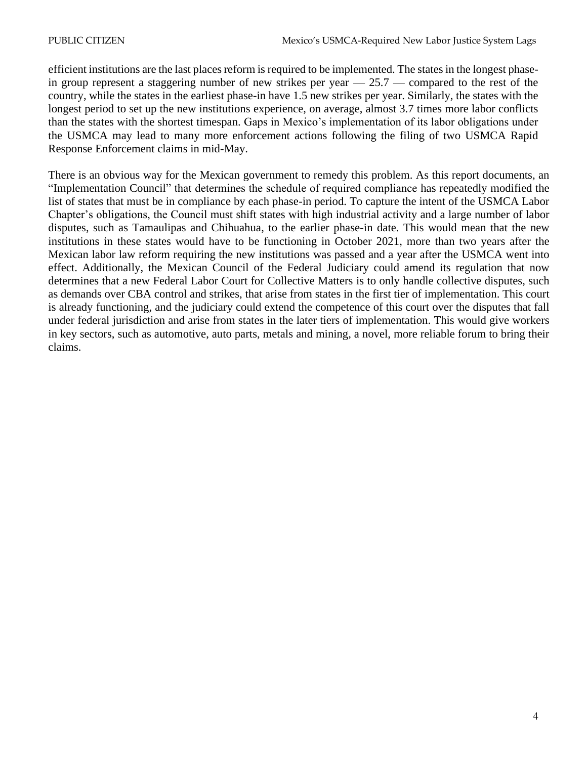efficient institutions are the last places reform is required to be implemented. The states in the longest phase-in group represent a staggering number of new strikes per year — 25.7 — compared to the rest of the country, while the states in the earliest phase-in have 1.5 new strikes per year. Similarly, the states with the longest period to set up the new institutions experience, on average, almost 3.7 times more labor conflicts than the states with the shortest timespan. Gaps in Mexico's implementation of its labor obligations under the USMCA may lead to many more enforcement actions following the filing of two USMCA Rapid Response Enforcement claims in mid-May.

There is an obvious way for the Mexican government to remedy this problem. As this report documents, an "Implementation Council" that determines the schedule of required compliance has repeatedly modified the list of states that must be in compliance by each phase-in period. To capture the intent of the USMCA Labor Chapter's obligations, the Council must shift states with high industrial activity and a large number of labor disputes, such as Tamaulipas and Chihuahua, to the earlier phase-in date. This would mean that the new institutions in these states would have to be functioning in October 2021, more than two years after the Mexican labor law reform requiring the new institutions was passed and a year after the USMCA went into effect. Additionally, the Mexican Council of the Federal Judiciary could amend its regulation that now determines that a new Federal Labor Court for Collective Matters is to only handle collective disputes, such as demands over CBA control and strikes, that arise from states in the first tier of implementation. This court is already functioning, and the judiciary could extend the competence of this court over the disputes that fall under federal jurisdiction and arise from states in the later tiers of implementation. This would give workers in key sectors, such as automotive, auto parts, metals and mining, a novel, more reliable forum to bring their claims.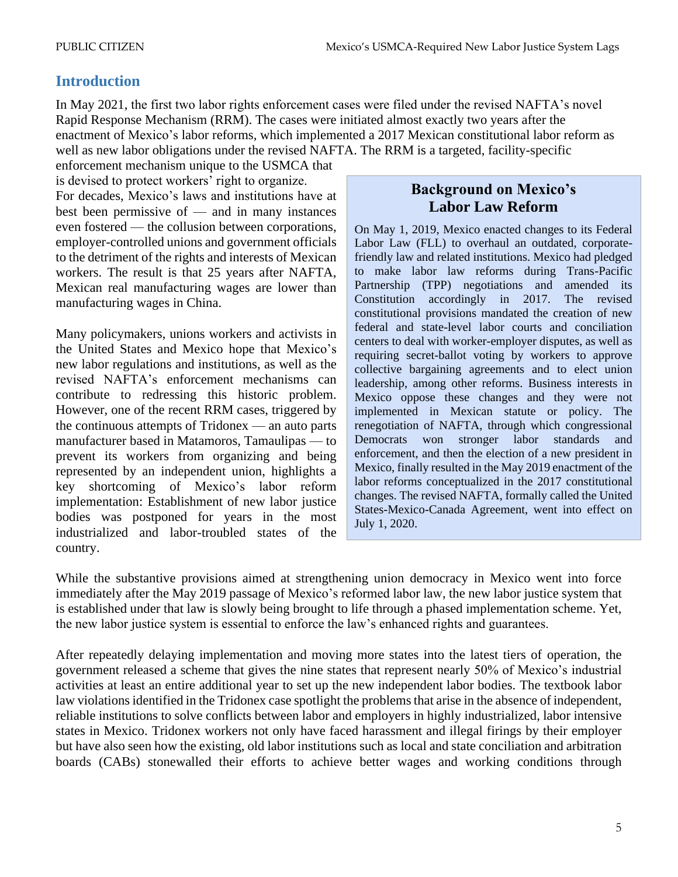## Introduction

In May 2021, the first two labor rights enforcement cases were filed under the revised NAFTA's novel Rapid Response Mechanism (RRM). The cases were initiated almost exactly two years after the enactment of Mexico's labor reforms, which implemented a 2017 Mexican constitutional labor reform as well as new labor obligations under the revised NAFTA. The RRM is a targeted, facility-specific enforcement mechanism unique to the USMCA that is devised to protect workers' right to organize.

For decades, Mexico's laws and institutions have at best been permissive of — and in many instances even fostered — the collusion between corporations, employer-controlled unions and government officials to the detriment of the rights and interests of Mexican workers. The result is that 25 years after NAFTA, Mexican real manufacturing wages are lower than manufacturing wages in China.

Many policymakers, unions workers and activists in the United States and Mexico hope that Mexico's new labor regulations and institutions, as well as the revised NAFTA's enforcement mechanisms can contribute to redressing this historic problem. However, one of the recent RRM cases, triggered by the continuous attempts of Tridonex — an auto parts manufacturer based in Matamoros, Tamaulipas — to prevent its workers from organizing and being represented by an independent union, highlights a key shortcoming of Mexico's labor reform implementation: Establishment of new labor justice bodies was postponed for years in the most industrialized and labor-troubled states of the country.

> **Background on Mexico's Labor Law Reform**
>
> On May 1, 2019, Mexico enacted changes to its Federal Labor Law (FLL) to overhaul an outdated, corporate-friendly law and related institutions. Mexico had pledged to make labor law reforms during Trans-Pacific Partnership (TPP) negotiations and amended its Constitution accordingly in 2017. The revised constitutional provisions mandated the creation of new federal and state-level labor courts and conciliation centers to deal with worker-employer disputes, as well as requiring secret-ballot voting by workers to approve collective bargaining agreements and to elect union leadership, among other reforms. Business interests in Mexico oppose these changes and they were not implemented in Mexican statute or policy. The renegotiation of NAFTA, through which congressional Democrats won stronger labor standards and enforcement, and then the election of a new president in Mexico, finally resulted in the May 2019 enactment of the labor reforms conceptualized in the 2017 constitutional changes. The revised NAFTA, formally called the United States-Mexico-Canada Agreement, went into effect on July 1, 2020.

While the substantive provisions aimed at strengthening union democracy in Mexico went into force immediately after the May 2019 passage of Mexico's reformed labor law, the new labor justice system that is established under that law is slowly being brought to life through a phased implementation scheme. Yet, the new labor justice system is essential to enforce the law's enhanced rights and guarantees.

After repeatedly delaying implementation and moving more states into the latest tiers of operation, the government released a scheme that gives the nine states that represent nearly 50% of Mexico's industrial activities at least an entire additional year to set up the new independent labor bodies. The textbook labor law violations identified in the Tridonex case spotlight the problems that arise in the absence of independent, reliable institutions to solve conflicts between labor and employers in highly industrialized, labor intensive states in Mexico. Tridonex workers not only have faced harassment and illegal firings by their employer but have also seen how the existing, old labor institutions such as local and state conciliation and arbitration boards (CABs) stonewalled their efforts to achieve better wages and working conditions through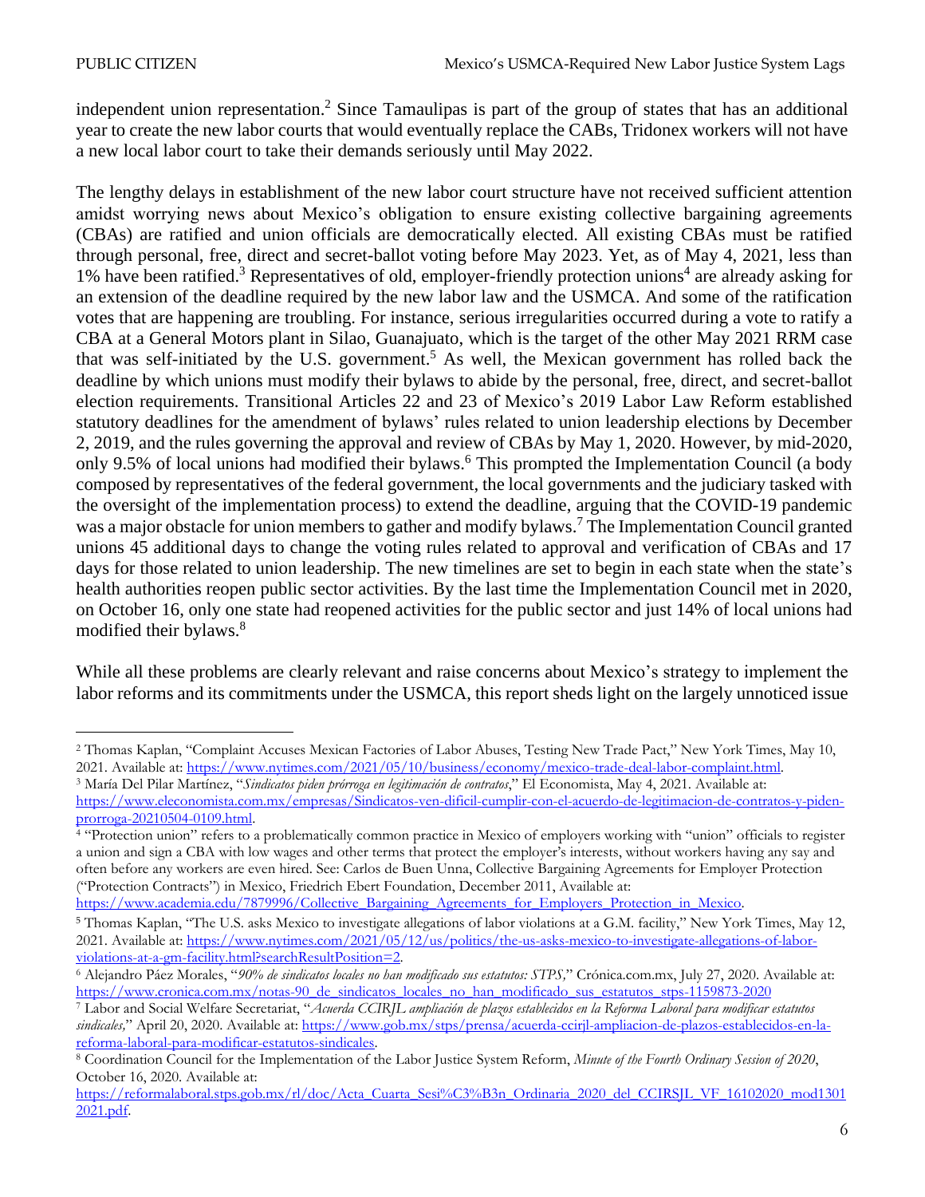independent union representation.[2] Since Tamaulipas is part of the group of states that has an additional year to create the new labor courts that would eventually replace the CABs, Tridonex workers will not have a new local labor court to take their demands seriously until May 2022.

The lengthy delays in establishment of the new labor court structure have not received sufficient attention amidst worrying news about Mexico's obligation to ensure existing collective bargaining agreements (CBAs) are ratified and union officials are democratically elected. All existing CBAs must be ratified through personal, free, direct and secret-ballot voting before May 2023. Yet, as of May 4, 2021, less than 1% have been ratified.[3] Representatives of old, employer-friendly protection unions[4] are already asking for an extension of the deadline required by the new labor law and the USMCA. And some of the ratification votes that are happening are troubling. For instance, serious irregularities occurred during a vote to ratify a CBA at a General Motors plant in Silao, Guanajuato, which is the target of the other May 2021 RRM case that was self-initiated by the U.S. government.[5] As well, the Mexican government has rolled back the deadline by which unions must modify their bylaws to abide by the personal, free, direct, and secret-ballot election requirements. Transitional Articles 22 and 23 of Mexico's 2019 Labor Law Reform established statutory deadlines for the amendment of bylaws' rules related to union leadership elections by December 2, 2019, and the rules governing the approval and review of CBAs by May 1, 2020. However, by mid-2020, only 9.5% of local unions had modified their bylaws.[6] This prompted the Implementation Council (a body composed by representatives of the federal government, the local governments and the judiciary tasked with the oversight of the implementation process) to extend the deadline, arguing that the COVID-19 pandemic was a major obstacle for union members to gather and modify bylaws.[7] The Implementation Council granted unions 45 additional days to change the voting rules related to approval and verification of CBAs and 17 days for those related to union leadership. The new timelines are set to begin in each state when the state's health authorities reopen public sector activities. By the last time the Implementation Council met in 2020, on October 16, only one state had reopened activities for the public sector and just 14% of local unions had modified their bylaws.[8]

While all these problems are clearly relevant and raise concerns about Mexico's strategy to implement the labor reforms and its commitments under the USMCA, this report sheds light on the largely unnoticed issue

---

[2] Thomas Kaplan, "Complaint Accuses Mexican Factories of Labor Abuses, Testing New Trade Pact," New York Times, May 10, 2021. Available at: https://www.nytimes.com/2021/05/10/business/economy/mexico-trade-deal-labor-complaint.html.

[3] María Del Pilar Martínez, "*Sindicatos piden prórroga en legitimación de contratos*," El Economista, May 4, 2021. Available at: https://www.eleconomista.com.mx/empresas/Sindicatos-ven-dificil-cumplir-con-el-acuerdo-de-legitimacion-de-contratos-y-piden-prorroga-20210504-0109.html.

[4] "Protection union" refers to a problematically common practice in Mexico of employers working with "union" officials to register a union and sign a CBA with low wages and other terms that protect the employer's interests, without workers having any say and often before any workers are even hired. See: Carlos de Buen Unna, Collective Bargaining Agreements for Employer Protection ("Protection Contracts") in Mexico, Friedrich Ebert Foundation, December 2011, Available at: https://www.academia.edu/7879996/Collective_Bargaining_Agreements_for_Employers_Protection_in_Mexico.

[5] Thomas Kaplan, "The U.S. asks Mexico to investigate allegations of labor violations at a G.M. facility," New York Times, May 12, 2021. Available at: https://www.nytimes.com/2021/05/12/us/politics/the-us-asks-mexico-to-investigate-allegations-of-labor-violations-at-a-gm-facility.html?searchResultPosition=2.

[6] Alejandro Páez Morales, "*90% de sindicatos locales no han modificado sus estatutos: STPS,*" Crónica.com.mx, July 27, 2020. Available at: https://www.cronica.com.mx/notas-90_de_sindicatos_locales_no_han_modificado_sus_estatutos_stps-1159873-2020

[7] Labor and Social Welfare Secretariat, "*Acuerda CCIRJL ampliación de plazos establecidos en la Reforma Laboral para modificar estatutos sindicales,*" April 20, 2020. Available at: https://www.gob.mx/stps/prensa/acuerda-ccirjl-ampliacion-de-plazos-establecidos-en-la-reforma-laboral-para-modificar-estatutos-sindicales.

[8] Coordination Council for the Implementation of the Labor Justice System Reform, *Minute of the Fourth Ordinary Session of 2020*, October 16, 2020. Available at: https://reformalaboral.stps.gob.mx/rl/doc/Acta_Cuarta_Sesi%C3%B3n_Ordinaria_2020_del_CCIRSJL_VF_16102020_mod13012021.pdf.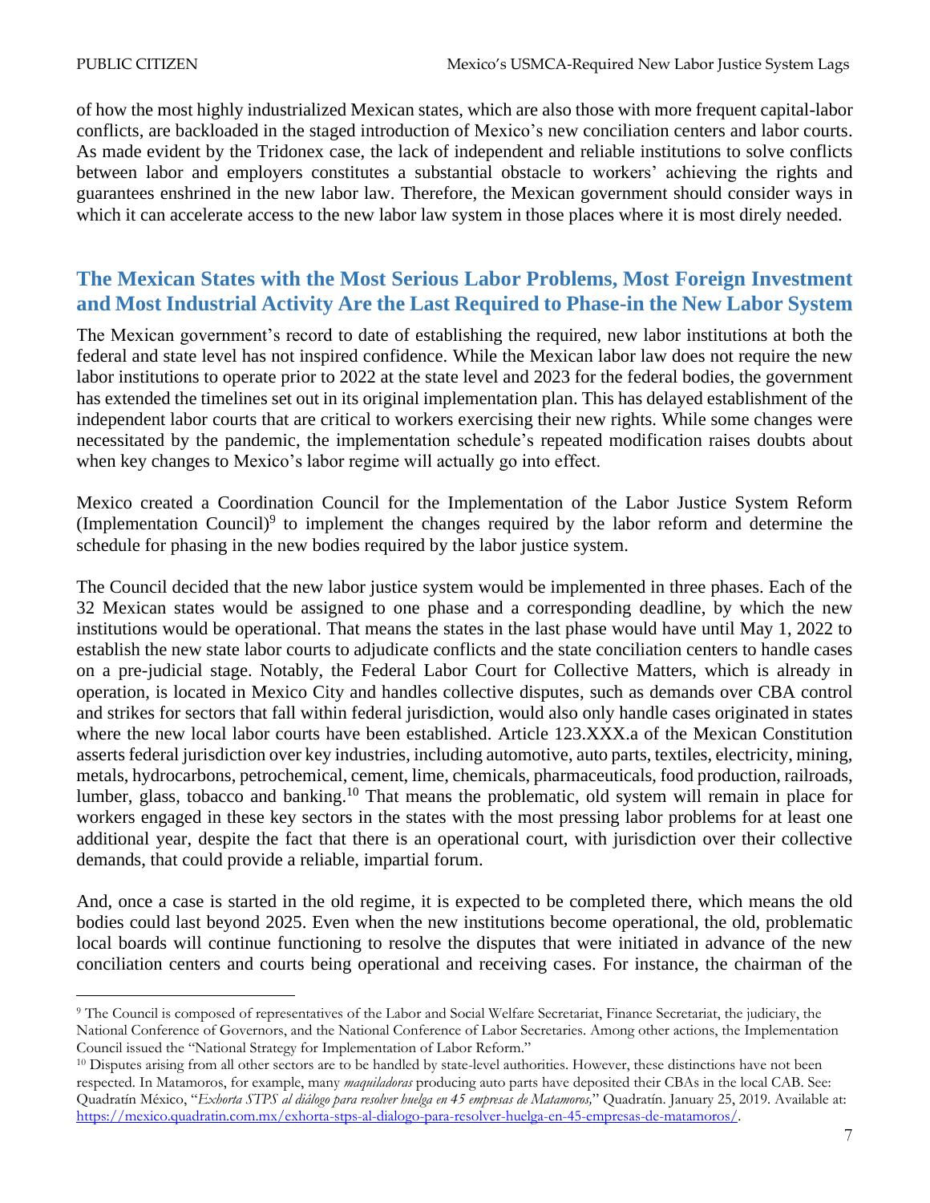of how the most highly industrialized Mexican states, which are also those with more frequent capital-labor conflicts, are backloaded in the staged introduction of Mexico's new conciliation centers and labor courts. As made evident by the Tridonex case, the lack of independent and reliable institutions to solve conflicts between labor and employers constitutes a substantial obstacle to workers' achieving the rights and guarantees enshrined in the new labor law. Therefore, the Mexican government should consider ways in which it can accelerate access to the new labor law system in those places where it is most direly needed.

## The Mexican States with the Most Serious Labor Problems, Most Foreign Investment and Most Industrial Activity Are the Last Required to Phase-in the New Labor System

The Mexican government's record to date of establishing the required, new labor institutions at both the federal and state level has not inspired confidence. While the Mexican labor law does not require the new labor institutions to operate prior to 2022 at the state level and 2023 for the federal bodies, the government has extended the timelines set out in its original implementation plan. This has delayed establishment of the independent labor courts that are critical to workers exercising their new rights. While some changes were necessitated by the pandemic, the implementation schedule's repeated modification raises doubts about when key changes to Mexico's labor regime will actually go into effect.

Mexico created a Coordination Council for the Implementation of the Labor Justice System Reform (Implementation Council)[9] to implement the changes required by the labor reform and determine the schedule for phasing in the new bodies required by the labor justice system.

The Council decided that the new labor justice system would be implemented in three phases. Each of the 32 Mexican states would be assigned to one phase and a corresponding deadline, by which the new institutions would be operational. That means the states in the last phase would have until May 1, 2022 to establish the new state labor courts to adjudicate conflicts and the state conciliation centers to handle cases on a pre-judicial stage. Notably, the Federal Labor Court for Collective Matters, which is already in operation, is located in Mexico City and handles collective disputes, such as demands over CBA control and strikes for sectors that fall within federal jurisdiction, would also only handle cases originated in states where the new local labor courts have been established. Article 123.XXX.a of the Mexican Constitution asserts federal jurisdiction over key industries, including automotive, auto parts, textiles, electricity, mining, metals, hydrocarbons, petrochemical, cement, lime, chemicals, pharmaceuticals, food production, railroads, lumber, glass, tobacco and banking.[10] That means the problematic, old system will remain in place for workers engaged in these key sectors in the states with the most pressing labor problems for at least one additional year, despite the fact that there is an operational court, with jurisdiction over their collective demands, that could provide a reliable, impartial forum.

And, once a case is started in the old regime, it is expected to be completed there, which means the old bodies could last beyond 2025. Even when the new institutions become operational, the old, problematic local boards will continue functioning to resolve the disputes that were initiated in advance of the new conciliation centers and courts being operational and receiving cases. For instance, the chairman of the

---

[9] The Council is composed of representatives of the Labor and Social Welfare Secretariat, Finance Secretariat, the judiciary, the National Conference of Governors, and the National Conference of Labor Secretaries. Among other actions, the Implementation Council issued the "National Strategy for Implementation of Labor Reform."

[10] Disputes arising from all other sectors are to be handled by state-level authorities. However, these distinctions have not been respected. In Matamoros, for example, many *maquiladoras* producing auto parts have deposited their CBAs in the local CAB. See: Quadratín México, "*Exhorta STPS al diálogo para resolver huelga en 45 empresas de Matamoros,*" Quadratín. January 25, 2019. Available at: https://mexico.quadratin.com.mx/exhorta-stps-al-dialogo-para-resolver-huelga-en-45-empresas-de-matamoros/.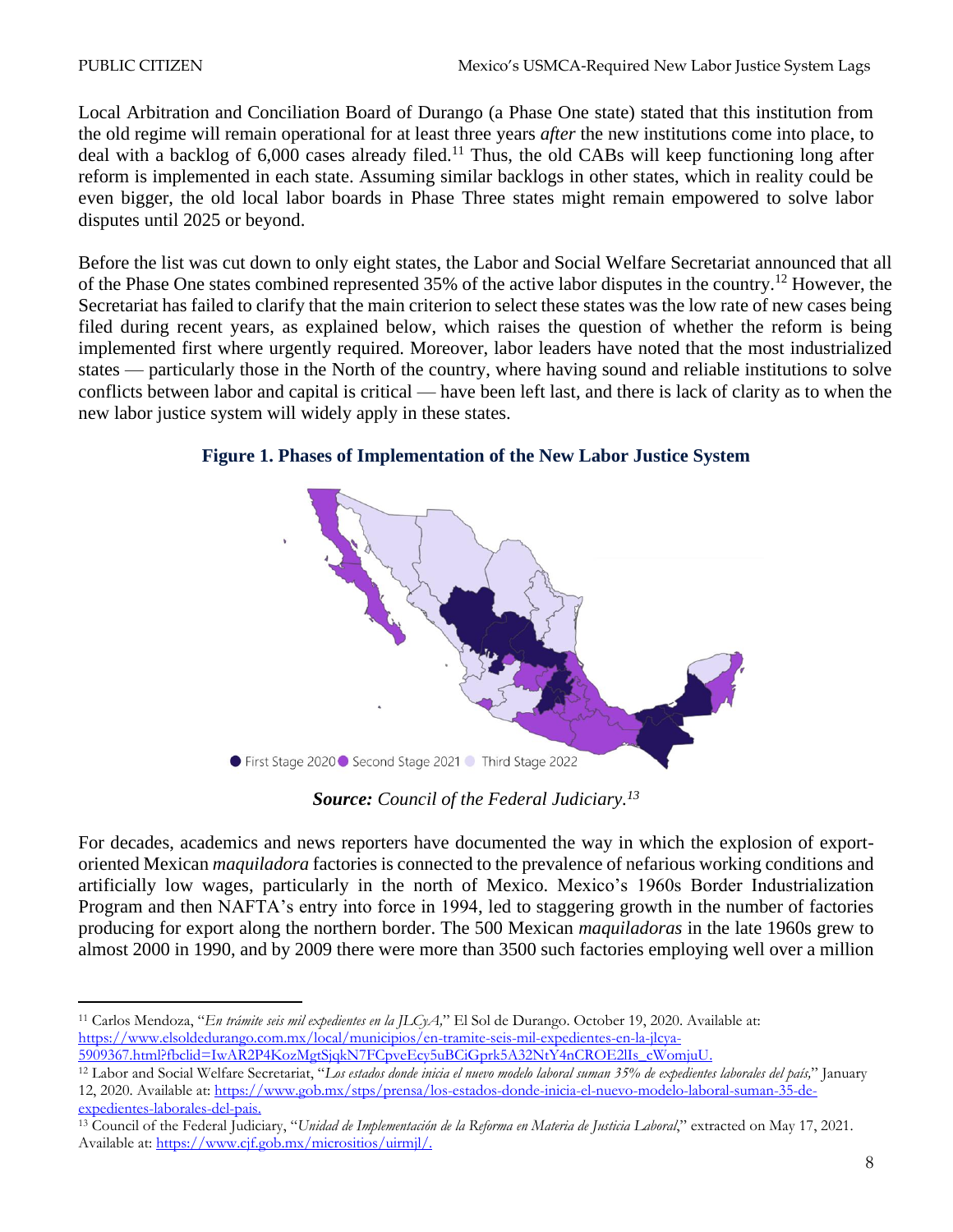Local Arbitration and Conciliation Board of Durango (a Phase One state) stated that this institution from the old regime will remain operational for at least three years *after* the new institutions come into place, to deal with a backlog of 6,000 cases already filed.[11] Thus, the old CABs will keep functioning long after reform is implemented in each state. Assuming similar backlogs in other states, which in reality could be even bigger, the old local labor boards in Phase Three states might remain empowered to solve labor disputes until 2025 or beyond.

Before the list was cut down to only eight states, the Labor and Social Welfare Secretariat announced that all of the Phase One states combined represented 35% of the active labor disputes in the country.[12] However, the Secretariat has failed to clarify that the main criterion to select these states was the low rate of new cases being filed during recent years, as explained below, which raises the question of whether the reform is being implemented first where urgently required. Moreover, labor leaders have noted that the most industrialized states — particularly those in the North of the country, where having sound and reliable institutions to solve conflicts between labor and capital is critical — have been left last, and there is lack of clarity as to when the new labor justice system will widely apply in these states.

**Figure 1. Phases of Implementation of the New Labor Justice System**

● First Stage 2020 ● Second Stage 2021 ● Third Stage 2022

***Source:*** *Council of the Federal Judiciary.*[13]

For decades, academics and news reporters have documented the way in which the explosion of export-oriented Mexican *maquiladora* factories is connected to the prevalence of nefarious working conditions and artificially low wages, particularly in the north of Mexico. Mexico's 1960s Border Industrialization Program and then NAFTA's entry into force in 1994, led to staggering growth in the number of factories producing for export along the northern border. The 500 Mexican *maquiladoras* in the late 1960s grew to almost 2000 in 1990, and by 2009 there were more than 3500 such factories employing well over a million

---

[11] Carlos Mendoza, "*En trámite seis mil expedientes en la JLCyA,*" El Sol de Durango. October 19, 2020. Available at: https://www.elsoldedurango.com.mx/local/municipios/en-tramite-seis-mil-expedientes-en-la-jlcya-5909367.html?fbclid=IwAR2P4KozMgtSjqkN7FCpveEcy5uBCiGprk5A32NtY4nCROE2lIs_cWomjuU.

[12] Labor and Social Welfare Secretariat, "*Los estados donde inicia el nuevo modelo laboral suman 35% de expedientes laborales del país,*" January 12, 2020. Available at: https://www.gob.mx/stps/prensa/los-estados-donde-inicia-el-nuevo-modelo-laboral-suman-35-de-expedientes-laborales-del-pais.

[13] Council of the Federal Judiciary, "*Unidad de Implementación de la Reforma en Materia de Justicia Laboral,*" extracted on May 17, 2021. Available at: https://www.cjf.gob.mx/micrositios/uirmjl/.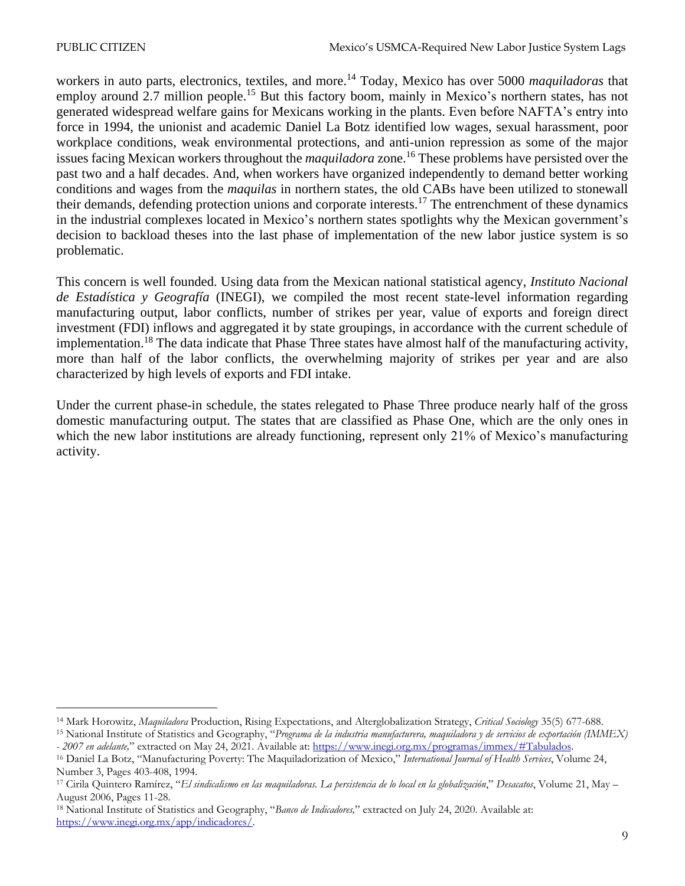workers in auto parts, electronics, textiles, and more.[14] Today, Mexico has over 5000 *maquiladoras* that employ around 2.7 million people.[15] But this factory boom, mainly in Mexico's northern states, has not generated widespread welfare gains for Mexicans working in the plants. Even before NAFTA's entry into force in 1994, the unionist and academic Daniel La Botz identified low wages, sexual harassment, poor workplace conditions, weak environmental protections, and anti-union repression as some of the major issues facing Mexican workers throughout the *maquiladora* zone.[16] These problems have persisted over the past two and a half decades. And, when workers have organized independently to demand better working conditions and wages from the *maquilas* in northern states, the old CABs have been utilized to stonewall their demands, defending protection unions and corporate interests.[17] The entrenchment of these dynamics in the industrial complexes located in Mexico's northern states spotlights why the Mexican government's decision to backload theses into the last phase of implementation of the new labor justice system is so problematic.

This concern is well founded. Using data from the Mexican national statistical agency, *Instituto Nacional de Estadística y Geografía* (INEGI), we compiled the most recent state-level information regarding manufacturing output, labor conflicts, number of strikes per year, value of exports and foreign direct investment (FDI) inflows and aggregated it by state groupings, in accordance with the current schedule of implementation.[18] The data indicate that Phase Three states have almost half of the manufacturing activity, more than half of the labor conflicts, the overwhelming majority of strikes per year and are also characterized by high levels of exports and FDI intake.

Under the current phase-in schedule, the states relegated to Phase Three produce nearly half of the gross domestic manufacturing output. The states that are classified as Phase One, which are the only ones in which the new labor institutions are already functioning, represent only 21% of Mexico's manufacturing activity.

---

[14] Mark Horowitz, *Maquiladora* Production, Rising Expectations, and Alterglobalization Strategy, *Critical Sociology* 35(5) 677-688.

[15] National Institute of Statistics and Geography, "*Programa de la industria manufacturera, maquiladora y de servicios de exportación (IMMEX) - 2007 en adelante,*" extracted on May 24, 2021. Available at: https://www.inegi.org.mx/programas/immex/#Tabulados.

[16] Daniel La Botz, "Manufacturing Poverty: The Maquiladorization of Mexico," *International Journal of Health Services*, Volume 24, Number 3, Pages 403-408, 1994.

[17] Cirila Quintero Ramírez, "*El sindicalismo en las maquiladoras. La persistencia de lo local en la globalización*," *Desacatos*, Volume 21, May – August 2006, Pages 11-28.

[18] National Institute of Statistics and Geography, "*Banco de Indicadores,*" extracted on July 24, 2020. Available at: https://www.inegi.org.mx/app/indicadores/.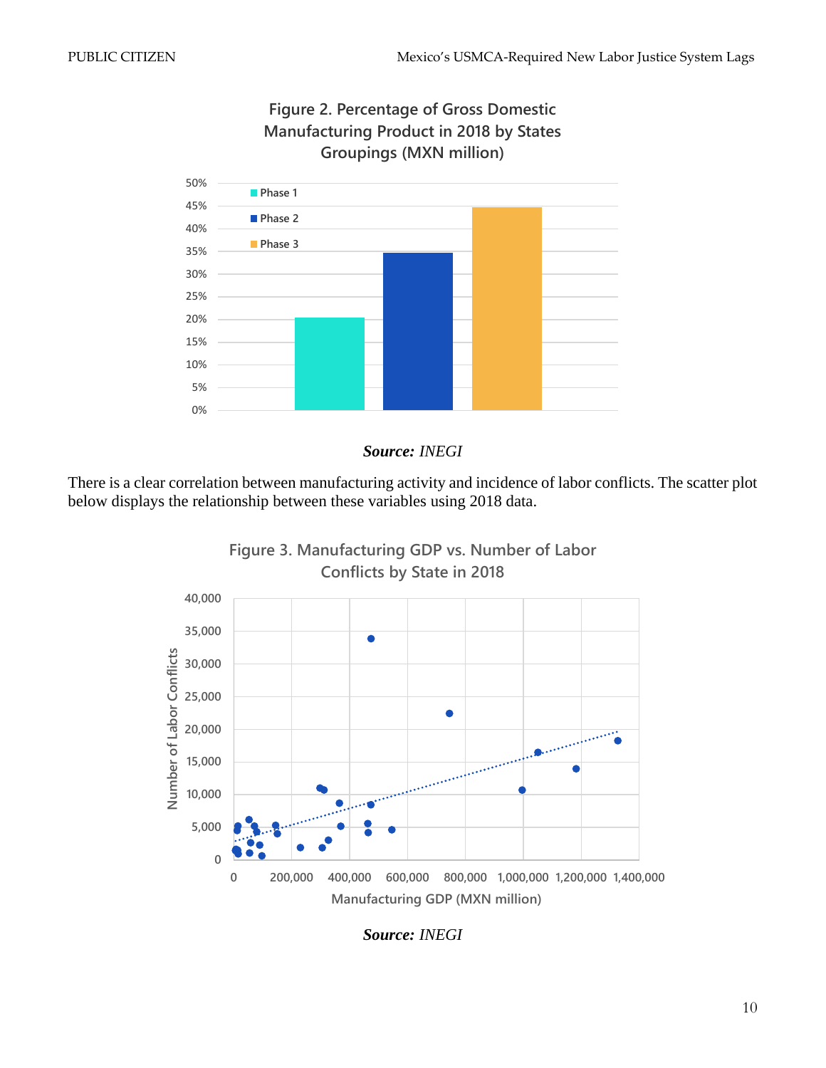**Figure 2. Percentage of Gross Domestic Manufacturing Product in 2018 by States Groupings (MXN million)**

***Source:*** *INEGI*

There is a clear correlation between manufacturing activity and incidence of labor conflicts. The scatter plot below displays the relationship between these variables using 2018 data.

**Figure 3. Manufacturing GDP vs. Number of Labor Conflicts by State in 2018**

***Source:*** *INEGI*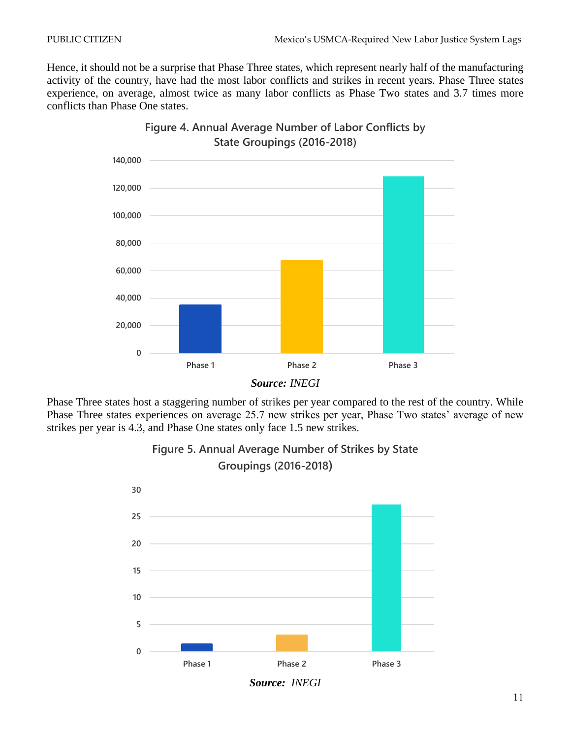Hence, it should not be a surprise that Phase Three states, which represent nearly half of the manufacturing activity of the country, have had the most labor conflicts and strikes in recent years. Phase Three states experience, on average, almost twice as many labor conflicts as Phase Two states and 3.7 times more conflicts than Phase One states.

**Figure 4. Annual Average Number of Labor Conflicts by State Groupings (2016-2018)**

***Source:*** *INEGI*

Phase Three states host a staggering number of strikes per year compared to the rest of the country. While Phase Three states experiences on average 25.7 new strikes per year, Phase Two states' average of new strikes per year is 4.3, and Phase One states only face 1.5 new strikes.

**Figure 5. Annual Average Number of Strikes by State Groupings (2016-2018)**

***Source:*** *INEGI*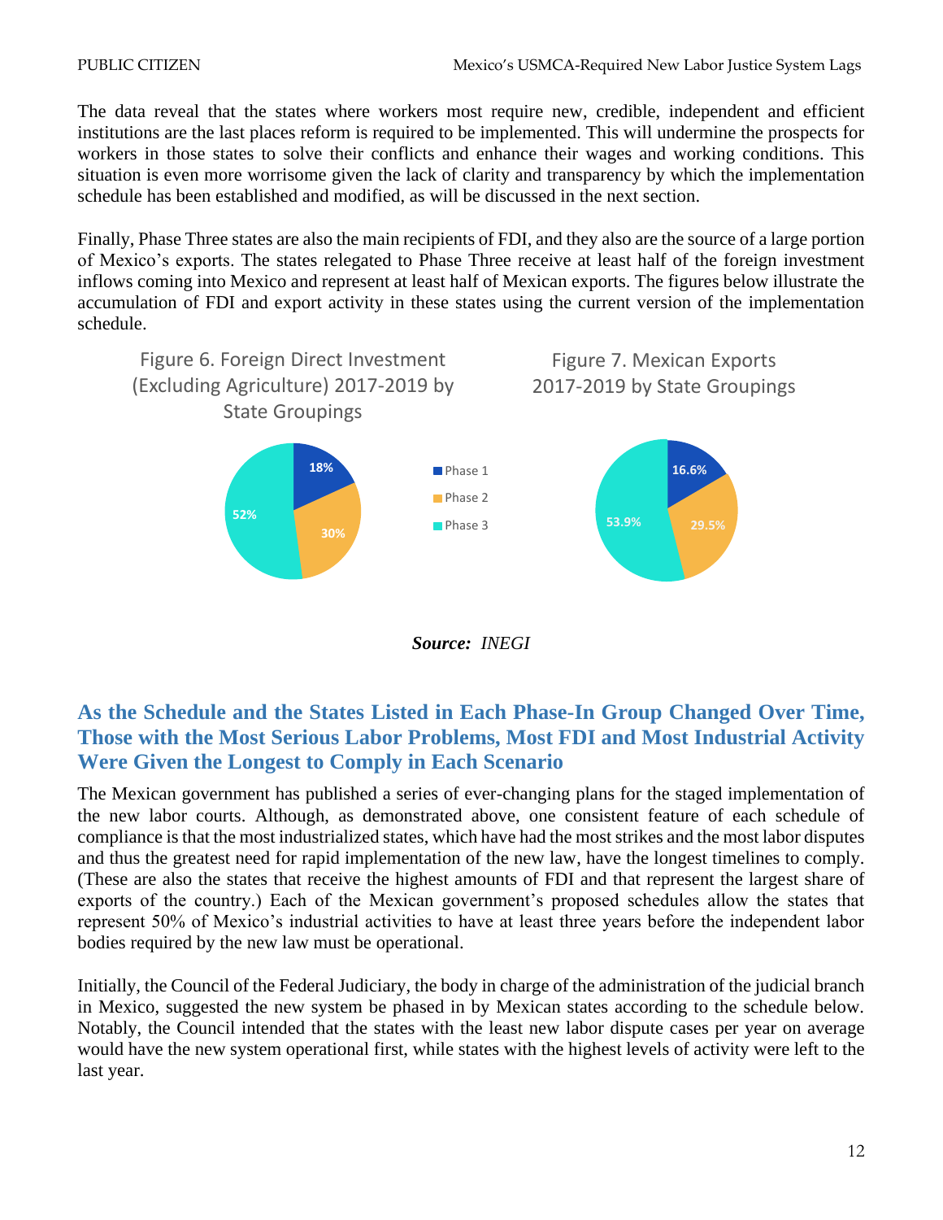The data reveal that the states where workers most require new, credible, independent and efficient institutions are the last places reform is required to be implemented. This will undermine the prospects for workers in those states to solve their conflicts and enhance their wages and working conditions. This situation is even more worrisome given the lack of clarity and transparency by which the implementation schedule has been established and modified, as will be discussed in the next section.

Finally, Phase Three states are also the main recipients of FDI, and they also are the source of a large portion of Mexico's exports. The states relegated to Phase Three receive at least half of the foreign investment inflows coming into Mexico and represent at least half of Mexican exports. The figures below illustrate the accumulation of FDI and export activity in these states using the current version of the implementation schedule.

Figure 6. Foreign Direct Investment (Excluding Agriculture) 2017-2019 by State Groupings

| Phase | Share |
|---|---|
| Phase 1 | 18% |
| Phase 2 | 30% |
| Phase 3 | 52% |

Figure 7. Mexican Exports 2017-2019 by State Groupings

| Phase | Share |
|---|---|
| Phase 1 | 16.6% |
| Phase 2 | 29.5% |
| Phase 3 | 53.9% |

***Source:*** *INEGI*

## As the Schedule and the States Listed in Each Phase-In Group Changed Over Time, Those with the Most Serious Labor Problems, Most FDI and Most Industrial Activity Were Given the Longest to Comply in Each Scenario

The Mexican government has published a series of ever-changing plans for the staged implementation of the new labor courts. Although, as demonstrated above, one consistent feature of each schedule of compliance is that the most industrialized states, which have had the most strikes and the most labor disputes and thus the greatest need for rapid implementation of the new law, have the longest timelines to comply. (These are also the states that receive the highest amounts of FDI and that represent the largest share of exports of the country.) Each of the Mexican government's proposed schedules allow the states that represent 50% of Mexico's industrial activities to have at least three years before the independent labor bodies required by the new law must be operational.

Initially, the Council of the Federal Judiciary, the body in charge of the administration of the judicial branch in Mexico, suggested the new system be phased in by Mexican states according to the schedule below. Notably, the Council intended that the states with the least new labor dispute cases per year on average would have the new system operational first, while states with the highest levels of activity were left to the last year.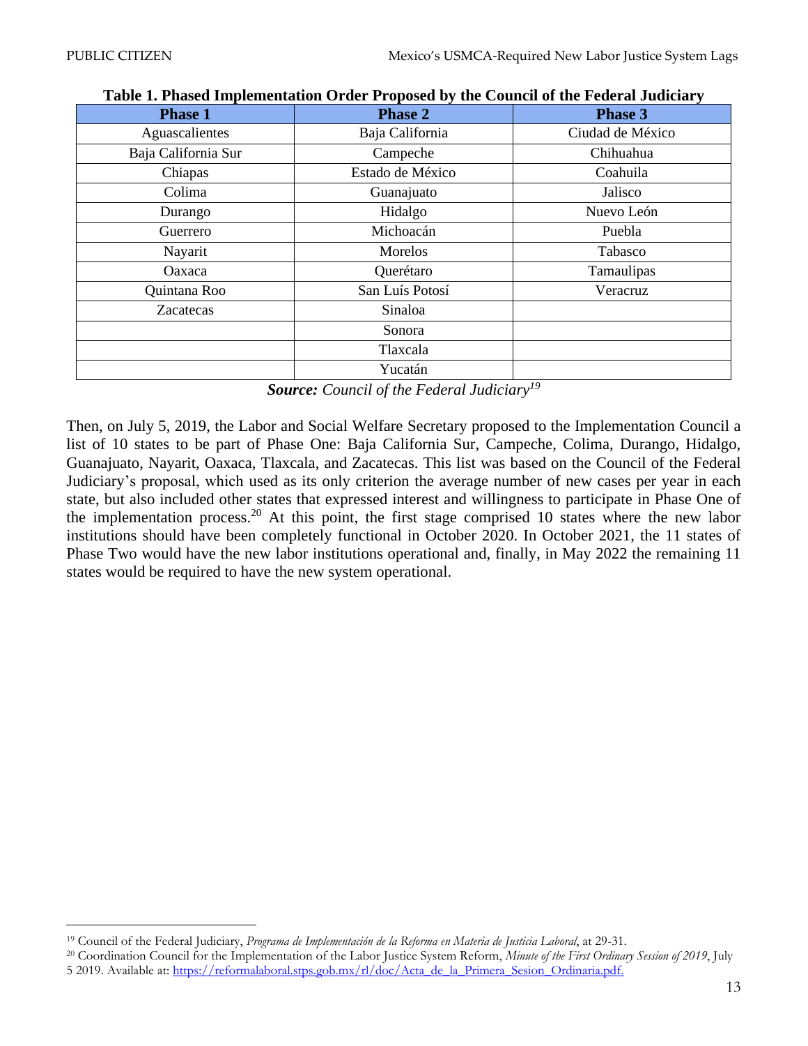**Table 1. Phased Implementation Order Proposed by the Council of the Federal Judiciary**

| Phase 1 | Phase 2 | Phase 3 |
|---|---|---|
| Aguascalientes | Baja California | Ciudad de México |
| Baja California Sur | Campeche | Chihuahua |
| Chiapas | Estado de México | Coahuila |
| Colima | Guanajuato | Jalisco |
| Durango | Hidalgo | Nuevo León |
| Guerrero | Michoacán | Puebla |
| Nayarit | Morelos | Tabasco |
| Oaxaca | Querétaro | Tamaulipas |
| Quintana Roo | San Luís Potosí | Veracruz |
| Zacatecas | Sinaloa | |
| | Sonora | |
| | Tlaxcala | |
| | Yucatán | |

***Source:*** *Council of the Federal Judiciary*[19]

Then, on July 5, 2019, the Labor and Social Welfare Secretary proposed to the Implementation Council a list of 10 states to be part of Phase One: Baja California Sur, Campeche, Colima, Durango, Hidalgo, Guanajuato, Nayarit, Oaxaca, Tlaxcala, and Zacatecas. This list was based on the Council of the Federal Judiciary's proposal, which used as its only criterion the average number of new cases per year in each state, but also included other states that expressed interest and willingness to participate in Phase One of the implementation process.[20] At this point, the first stage comprised 10 states where the new labor institutions should have been completely functional in October 2020. In October 2021, the 11 states of Phase Two would have the new labor institutions operational and, finally, in May 2022 the remaining 11 states would be required to have the new system operational.

---

[19] Council of the Federal Judiciary, *Programa de Implementación de la Reforma en Materia de Justicia Laboral*, at 29-31.

[20] Coordination Council for the Implementation of the Labor Justice System Reform, *Minute of the First Ordinary Session of 2019*, July 5 2019. Available at: https://reformalaboral.stps.gob.mx/rl/doc/Acta_de_la_Primera_Sesion_Ordinaria.pdf.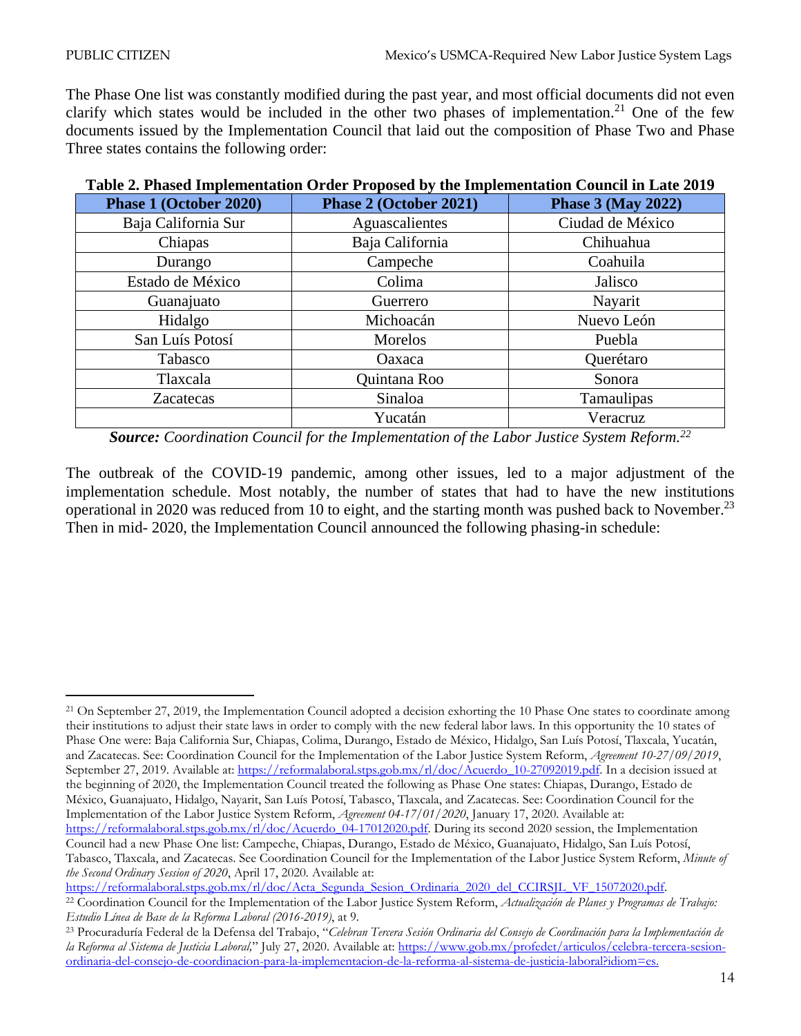The Phase One list was constantly modified during the past year, and most official documents did not even clarify which states would be included in the other two phases of implementation.[21] One of the few documents issued by the Implementation Council that laid out the composition of Phase Two and Phase Three states contains the following order:

**Table 2. Phased Implementation Order Proposed by the Implementation Council in Late 2019**

| Phase 1 (October 2020) | Phase 2 (October 2021) | Phase 3 (May 2022) |
|---|---|---|
| Baja California Sur | Aguascalientes | Ciudad de México |
| Chiapas | Baja California | Chihuahua |
| Durango | Campeche | Coahuila |
| Estado de México | Colima | Jalisco |
| Guanajuato | Guerrero | Nayarit |
| Hidalgo | Michoacán | Nuevo León |
| San Luís Potosí | Morelos | Puebla |
| Tabasco | Oaxaca | Querétaro |
| Tlaxcala | Quintana Roo | Sonora |
| Zacatecas | Sinaloa | Tamaulipas |
| | Yucatán | Veracruz |

***Source:*** *Coordination Council for the Implementation of the Labor Justice System Reform.*[22]

The outbreak of the COVID-19 pandemic, among other issues, led to a major adjustment of the implementation schedule. Most notably, the number of states that had to have the new institutions operational in 2020 was reduced from 10 to eight, and the starting month was pushed back to November.[23] Then in mid- 2020, the Implementation Council announced the following phasing-in schedule:

---

[21] On September 27, 2019, the Implementation Council adopted a decision exhorting the 10 Phase One states to coordinate among their institutions to adjust their state laws in order to comply with the new federal labor laws. In this opportunity the 10 states of Phase One were: Baja California Sur, Chiapas, Colima, Durango, Estado de México, Hidalgo, San Luís Potosí, Tlaxcala, Yucatán, and Zacatecas. See: Coordination Council for the Implementation of the Labor Justice System Reform, *Agreement 10-27/09/2019*, September 27, 2019. Available at: https://reformalaboral.stps.gob.mx/rl/doc/Acuerdo_10-27092019.pdf. In a decision issued at the beginning of 2020, the Implementation Council treated the following as Phase One states: Chiapas, Durango, Estado de México, Guanajuato, Hidalgo, Nayarit, San Luís Potosí, Tabasco, Tlaxcala, and Zacatecas. See: Coordination Council for the Implementation of the Labor Justice System Reform, *Agreement 04-17/01/2020*, January 17, 2020. Available at: https://reformalaboral.stps.gob.mx/rl/doc/Acuerdo_04-17012020.pdf. During its second 2020 session, the Implementation Council had a new Phase One list: Campeche, Chiapas, Durango, Estado de México, Guanajuato, Hidalgo, San Luís Potosí, Tabasco, Tlaxcala, and Zacatecas. See Coordination Council for the Implementation of the Labor Justice System Reform, *Minute of the Second Ordinary Session of 2020*, April 17, 2020. Available at: https://reformalaboral.stps.gob.mx/rl/doc/Acta_Segunda_Sesion_Ordinaria_2020_del_CCIRSJL_VF_15072020.pdf.

[22] Coordination Council for the Implementation of the Labor Justice System Reform, *Actualización de Planes y Programas de Trabajo: Estudio Línea de Base de la Reforma Laboral (2016-2019)*, at 9.

[23] Procuraduría Federal de la Defensa del Trabajo, "*Celebran Tercera Sesión Ordinaria del Consejo de Coordinación para la Implementación de la Reforma al Sistema de Justicia Laboral,*" July 27, 2020. Available at: https://www.gob.mx/profedet/articulos/celebra-tercera-sesion-ordinaria-del-consejo-de-coordinacion-para-la-implementacion-de-la-reforma-al-sistema-de-justicia-laboral?idiom=es.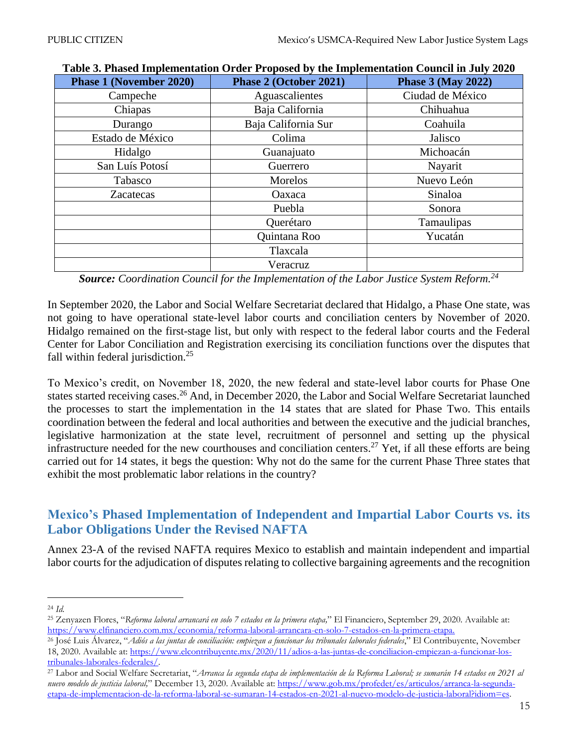**Table 3. Phased Implementation Order Proposed by the Implementation Council in July 2020**

| Phase 1 (November 2020) | Phase 2 (October 2021) | Phase 3 (May 2022) |
|---|---|---|
| Campeche | Aguascalientes | Ciudad de México |
| Chiapas | Baja California | Chihuahua |
| Durango | Baja California Sur | Coahuila |
| Estado de México | Colima | Jalisco |
| Hidalgo | Guanajuato | Michoacán |
| San Luís Potosí | Guerrero | Nayarit |
| Tabasco | Morelos | Nuevo León |
| Zacatecas | Oaxaca | Sinaloa |
| | Puebla | Sonora |
| | Querétaro | Tamaulipas |
| | Quintana Roo | Yucatán |
| | Tlaxcala | |
| | Veracruz | |

***Source:*** *Coordination Council for the Implementation of the Labor Justice System Reform.*[24]

In September 2020, the Labor and Social Welfare Secretariat declared that Hidalgo, a Phase One state, was not going to have operational state-level labor courts and conciliation centers by November of 2020. Hidalgo remained on the first-stage list, but only with respect to the federal labor courts and the Federal Center for Labor Conciliation and Registration exercising its conciliation functions over the disputes that fall within federal jurisdiction.[25]

To Mexico's credit, on November 18, 2020, the new federal and state-level labor courts for Phase One states started receiving cases.[26] And, in December 2020, the Labor and Social Welfare Secretariat launched the processes to start the implementation in the 14 states that are slated for Phase Two. This entails coordination between the federal and local authorities and between the executive and the judicial branches, legislative harmonization at the state level, recruitment of personnel and setting up the physical infrastructure needed for the new courthouses and conciliation centers.[27] Yet, if all these efforts are being carried out for 14 states, it begs the question: Why not do the same for the current Phase Three states that exhibit the most problematic labor relations in the country?

## Mexico's Phased Implementation of Independent and Impartial Labor Courts vs. its Labor Obligations Under the Revised NAFTA

Annex 23-A of the revised NAFTA requires Mexico to establish and maintain independent and impartial labor courts for the adjudication of disputes relating to collective bargaining agreements and the recognition

---

[24] *Id.*

[25] Zenyazen Flores, "*Reforma laboral arrancará en solo 7 estados en la primera etapa,*" El Financiero, September 29, 2020. Available at: https://www.elfinanciero.com.mx/economia/reforma-laboral-arrancara-en-solo-7-estados-en-la-primera-etapa.

[26] José Luis Álvarez, "*Adiós a las juntas de conciliación: empiezan a funcionar los tribunales laborales federales*," El Contribuyente, November 18, 2020. Available at: https://www.elcontribuyente.mx/2020/11/adios-a-las-juntas-de-conciliacion-empiezan-a-funcionar-los-tribunales-laborales-federales/.

[27] Labor and Social Welfare Secretariat, "*Arranca la segunda etapa de implementación de la Reforma Laboral; se sumarán 14 estados en 2021 al nuevo modelo de justicia laboral,*" December 13, 2020. Available at: https://www.gob.mx/profedet/es/articulos/arranca-la-segunda-etapa-de-implementacion-de-la-reforma-laboral-se-sumaran-14-estados-en-2021-al-nuevo-modelo-de-justicia-laboral?idiom=es.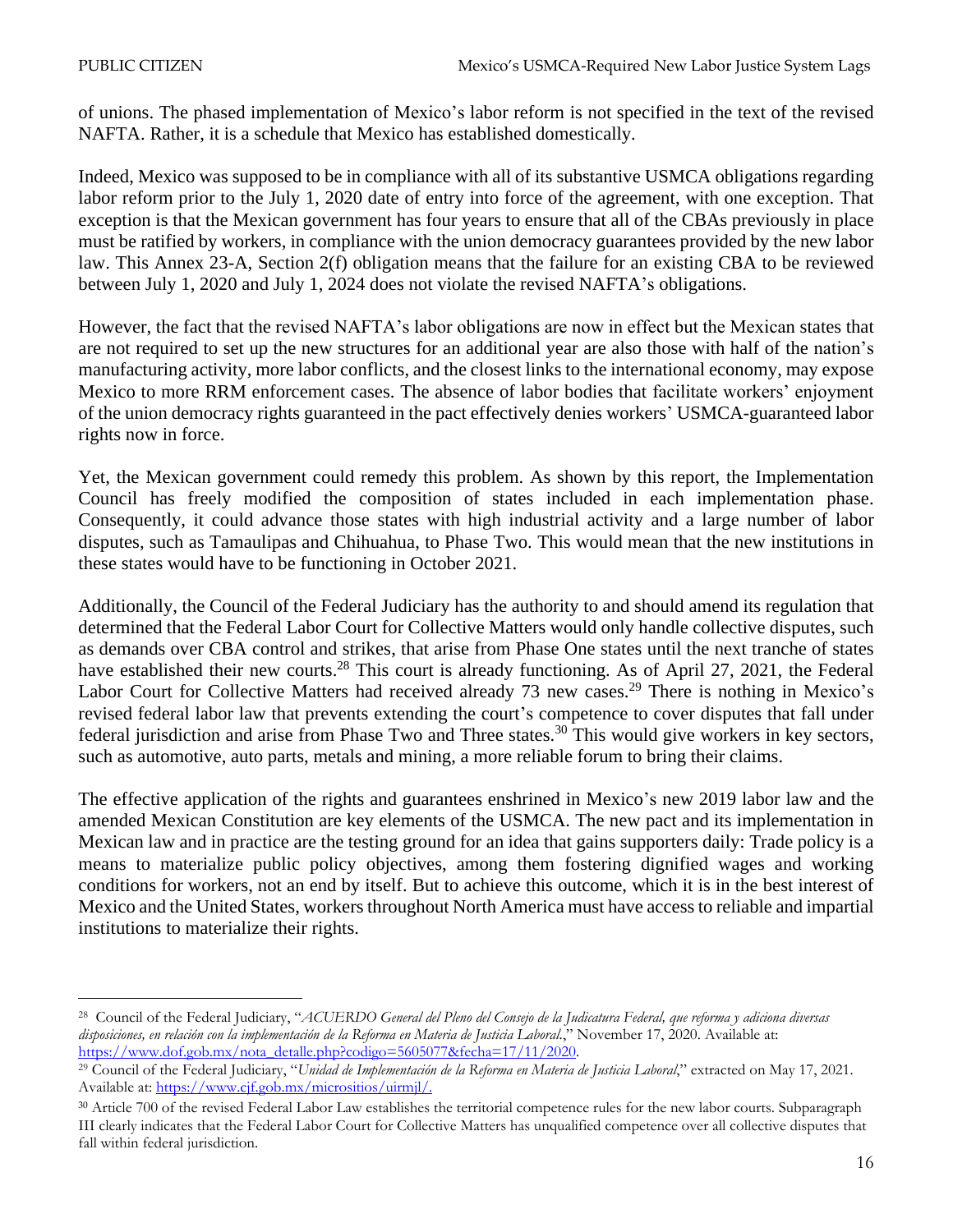of unions. The phased implementation of Mexico's labor reform is not specified in the text of the revised NAFTA. Rather, it is a schedule that Mexico has established domestically.

Indeed, Mexico was supposed to be in compliance with all of its substantive USMCA obligations regarding labor reform prior to the July 1, 2020 date of entry into force of the agreement, with one exception. That exception is that the Mexican government has four years to ensure that all of the CBAs previously in place must be ratified by workers, in compliance with the union democracy guarantees provided by the new labor law. This Annex 23-A, Section 2(f) obligation means that the failure for an existing CBA to be reviewed between July 1, 2020 and July 1, 2024 does not violate the revised NAFTA's obligations.

However, the fact that the revised NAFTA's labor obligations are now in effect but the Mexican states that are not required to set up the new structures for an additional year are also those with half of the nation's manufacturing activity, more labor conflicts, and the closest links to the international economy, may expose Mexico to more RRM enforcement cases. The absence of labor bodies that facilitate workers' enjoyment of the union democracy rights guaranteed in the pact effectively denies workers' USMCA-guaranteed labor rights now in force.

Yet, the Mexican government could remedy this problem. As shown by this report, the Implementation Council has freely modified the composition of states included in each implementation phase. Consequently, it could advance those states with high industrial activity and a large number of labor disputes, such as Tamaulipas and Chihuahua, to Phase Two. This would mean that the new institutions in these states would have to be functioning in October 2021.

Additionally, the Council of the Federal Judiciary has the authority to and should amend its regulation that determined that the Federal Labor Court for Collective Matters would only handle collective disputes, such as demands over CBA control and strikes, that arise from Phase One states until the next tranche of states have established their new courts.[28] This court is already functioning. As of April 27, 2021, the Federal Labor Court for Collective Matters had received already 73 new cases.[29] There is nothing in Mexico's revised federal labor law that prevents extending the court's competence to cover disputes that fall under federal jurisdiction and arise from Phase Two and Three states.[30] This would give workers in key sectors, such as automotive, auto parts, metals and mining, a more reliable forum to bring their claims.

The effective application of the rights and guarantees enshrined in Mexico's new 2019 labor law and the amended Mexican Constitution are key elements of the USMCA. The new pact and its implementation in Mexican law and in practice are the testing ground for an idea that gains supporters daily: Trade policy is a means to materialize public policy objectives, among them fostering dignified wages and working conditions for workers, not an end by itself. But to achieve this outcome, which it is in the best interest of Mexico and the United States, workers throughout North America must have access to reliable and impartial institutions to materialize their rights.

---

[28] Council of the Federal Judiciary, "*ACUERDO General del Pleno del Consejo de la Judicatura Federal, que reforma y adiciona diversas disposiciones, en relación con la implementación de la Reforma en Materia de Justicia Laboral.*," November 17, 2020. Available at: https://www.dof.gob.mx/nota_detalle.php?codigo=5605077&fecha=17/11/2020.

[29] Council of the Federal Judiciary, "*Unidad de Implementación de la Reforma en Materia de Justicia Laboral*," extracted on May 17, 2021. Available at: https://www.cjf.gob.mx/micrositios/uirmjl/.

[30] Article 700 of the revised Federal Labor Law establishes the territorial competence rules for the new labor courts. Subparagraph III clearly indicates that the Federal Labor Court for Collective Matters has unqualified competence over all collective disputes that fall within federal jurisdiction.